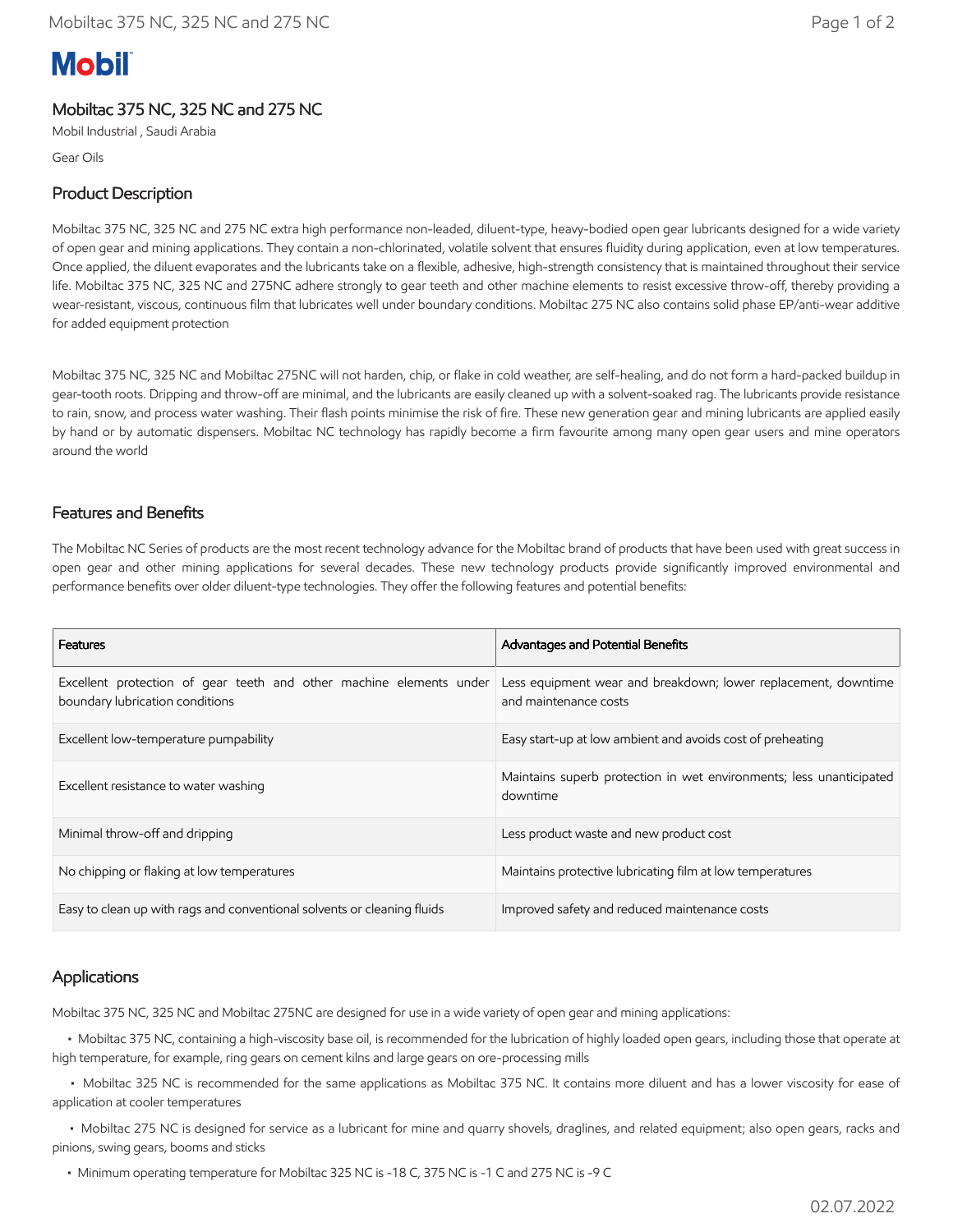Mobil

# Mobiltac 375 NC, 325 NC and 275 NC

Mobil Industrial , Saudi Arabia

Gear Oils

## Product Description

Mobiltac 375 NC, 325 NC and 275 NC extra high performance non-leaded, diluent-type, heavy-bodied open gear lubricants designed for a wide variety of open gear and mining applications. They contain a non-chlorinated, volatile solvent that ensures fluidity during application, even at low temperatures. Once applied, the diluent evaporates and the lubricants take on a flexible, adhesive, high-strength consistency that is maintained throughout their service life. Mobiltac 375 NC, 325 NC and 275NC adhere strongly to gear teeth and other machine elements to resist excessive throw-off, thereby providing a wear-resistant, viscous, continuous film that lubricates well under boundary conditions. Mobiltac 275 NC also contains solid phase EP/anti-wear additive for added equipment protection

Mobiltac 375 NC, 325 NC and Mobiltac 275NC will not harden, chip, or flake in cold weather, are self-healing, and do not form a hard-packed buildup in gear-tooth roots. Dripping and throw-off are minimal, and the lubricants are easily cleaned up with a solvent-soaked rag. The lubricants provide resistance to rain, snow, and process water washing. Their flash points minimise the risk of fire. These new generation gear and mining lubricants are applied easily by hand or by automatic dispensers. Mobiltac NC technology has rapidly become a firm favourite among many open gear users and mine operators around the world

## Features and Benefits

The Mobiltac NC Series of products are the most recent technology advance for the Mobiltac brand of products that have been used with great success in open gear and other mining applications for several decades. These new technology products provide significantly improved environmental and performance benefits over older diluent-type technologies. They offer the following features and potential benefits:

| Features | Advantages and Potential Benefits |
|---|---|
| Excellent protection of gear teeth and other machine elements under boundary lubrication conditions | Less equipment wear and breakdown; lower replacement, downtime and maintenance costs |
| Excellent low-temperature pumpability | Easy start-up at low ambient and avoids cost of preheating |
| Excellent resistance to water washing | Maintains superb protection in wet environments; less unanticipated downtime |
| Minimal throw-off and dripping | Less product waste and new product cost |
| No chipping or flaking at low temperatures | Maintains protective lubricating film at low temperatures |
| Easy to clean up with rags and conventional solvents or cleaning fluids | Improved safety and reduced maintenance costs |

## Applications

Mobiltac 375 NC, 325 NC and Mobiltac 275NC are designed for use in a wide variety of open gear and mining applications:

- Mobiltac 375 NC, containing a high-viscosity base oil, is recommended for the lubrication of highly loaded open gears, including those that operate at high temperature, for example, ring gears on cement kilns and large gears on ore-processing mills
- Mobiltac 325 NC is recommended for the same applications as Mobiltac 375 NC. It contains more diluent and has a lower viscosity for ease of application at cooler temperatures
- Mobiltac 275 NC is designed for service as a lubricant for mine and quarry shovels, draglines, and related equipment; also open gears, racks and pinions, swing gears, booms and sticks
- Minimum operating temperature for Mobiltac 325 NC is -18 C, 375 NC is -1 C and 275 NC is -9 C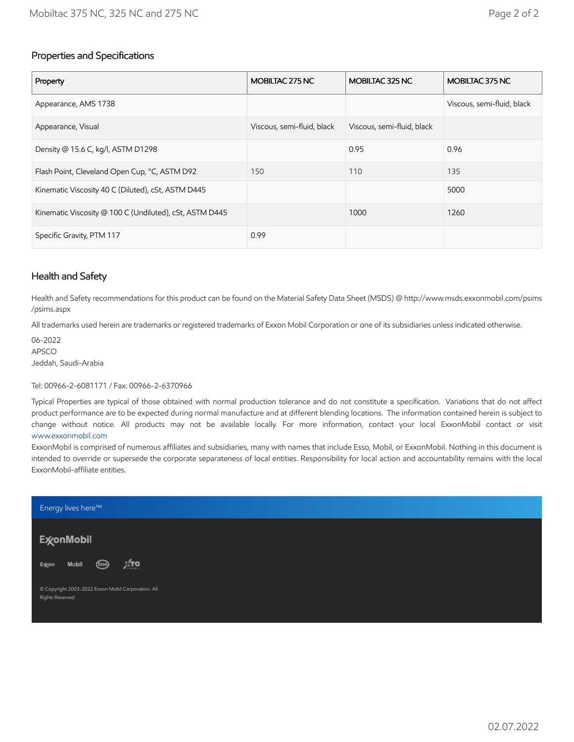## Properties and Specifications

| Property | MOBILTAC 275 NC | MOBILTAC 325 NC | MOBILTAC 375 NC |
|---|---|---|---|
| Appearance, AMS 1738 | | | Viscous, semi-fluid, black |
| Appearance, Visual | Viscous, semi-fluid, black | Viscous, semi-fluid, black | |
| Density @ 15.6 C, kg/l, ASTM D1298 | | 0.95 | 0.96 |
| Flash Point, Cleveland Open Cup, °C, ASTM D92 | 150 | 110 | 135 |
| Kinematic Viscosity 40 C (Diluted), cSt, ASTM D445 | | | 5000 |
| Kinematic Viscosity @ 100 C (Undiluted), cSt, ASTM D445 | | 1000 | 1260 |
| Specific Gravity, PTM 117 | 0.99 | | |

## Health and Safety

Health and Safety recommendations for this product can be found on the Material Safety Data Sheet (MSDS) @ http://www.msds.exxonmobil.com/psims/psims.aspx

All trademarks used herein are trademarks or registered trademarks of Exxon Mobil Corporation or one of its subsidiaries unless indicated otherwise.

06-2022
APSCO
Jeddah, Saudi-Arabia

Tel: 00966-2-6081171 / Fax: 00966-2-6370966

Typical Properties are typical of those obtained with normal production tolerance and do not constitute a specification. Variations that do not affect product performance are to be expected during normal manufacture and at different blending locations. The information contained herein is subject to change without notice. All products may not be available locally. For more information, contact your local ExxonMobil contact or visit www.exxonmobil.com

ExxonMobil is comprised of numerous affiliates and subsidiaries, many with names that include Esso, Mobil, or ExxonMobil. Nothing in this document is intended to override or supersede the corporate separateness of local entities. Responsibility for local action and accountability remains with the local ExxonMobil-affiliate entities.

Energy lives here™

ExxonMobil

Exxon Mobil Esso XTO

© Copyright 2003-2022 Exxon Mobil Corporation. All Rights Reserved